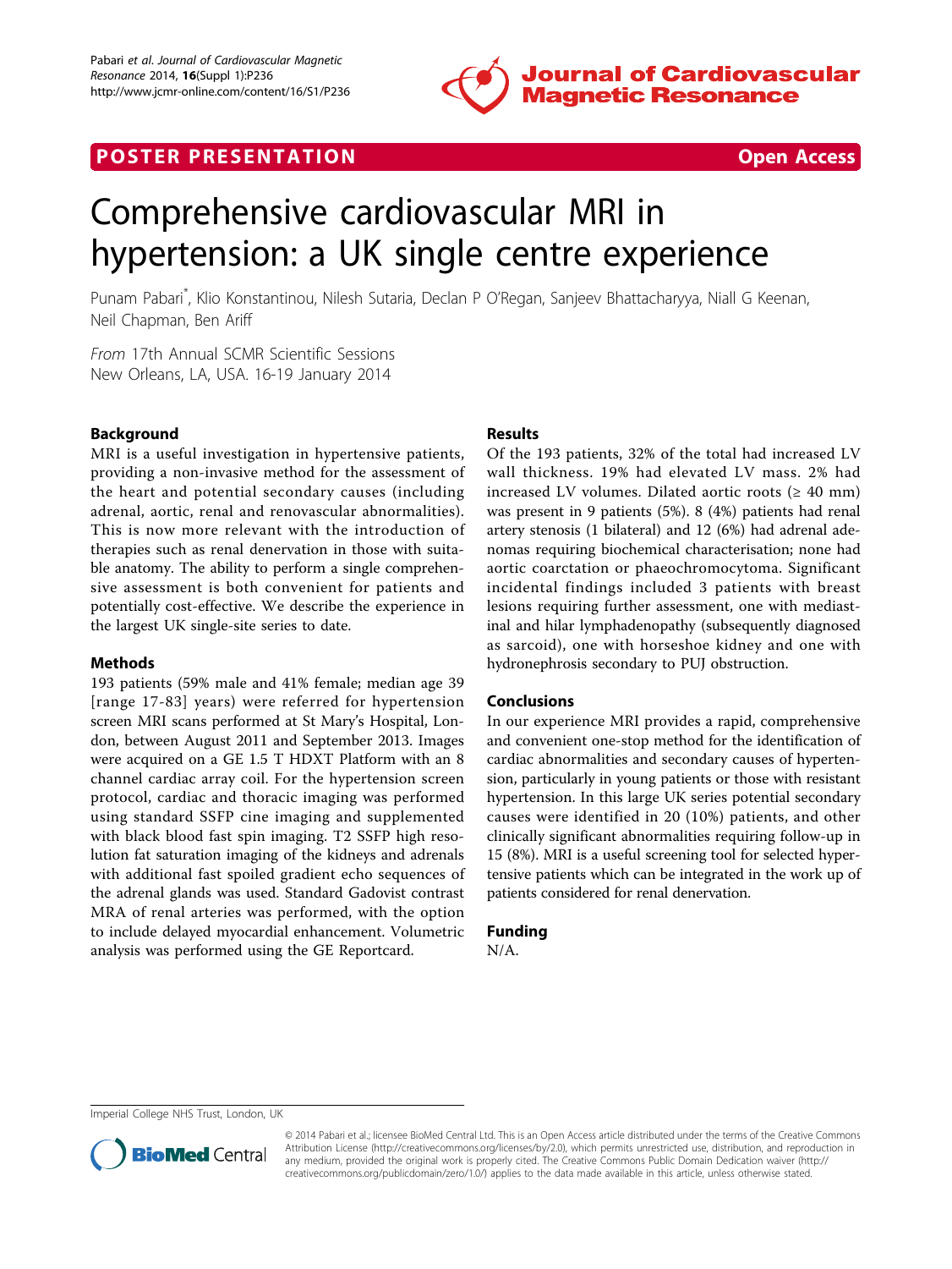POSTER PRESENTATION | Open Access

# Comprehensive cardiovascular MRI in hypertension: a UK single centre experience

Punam Pabari*, Klio Konstantinou, Nilesh Sutaria, Declan P O'Regan, Sanjeev Bhattacharyya, Niall G Keenan, Neil Chapman, Ben Ariff

*From* 17th Annual SCMR Scientific Sessions
New Orleans, LA, USA. 16-19 January 2014

## Background

MRI is a useful investigation in hypertensive patients, providing a non-invasive method for the assessment of the heart and potential secondary causes (including adrenal, aortic, renal and renovascular abnormalities). This is now more relevant with the introduction of therapies such as renal denervation in those with suitable anatomy. The ability to perform a single comprehensive assessment is both convenient for patients and potentially cost-effective. We describe the experience in the largest UK single-site series to date.

## Methods

193 patients (59% male and 41% female; median age 39 [range 17-83] years) were referred for hypertension screen MRI scans performed at St Mary's Hospital, London, between August 2011 and September 2013. Images were acquired on a GE 1.5 T HDXT Platform with an 8 channel cardiac array coil. For the hypertension screen protocol, cardiac and thoracic imaging was performed using standard SSFP cine imaging and supplemented with black blood fast spin imaging. T2 SSFP high resolution fat saturation imaging of the kidneys and adrenals with additional fast spoiled gradient echo sequences of the adrenal glands was used. Standard Gadovist contrast MRA of renal arteries was performed, with the option to include delayed myocardial enhancement. Volumetric analysis was performed using the GE Reportcard.

## Results

Of the 193 patients, 32% of the total had increased LV wall thickness. 19% had elevated LV mass. 2% had increased LV volumes. Dilated aortic roots (≥ 40 mm) was present in 9 patients (5%). 8 (4%) patients had renal artery stenosis (1 bilateral) and 12 (6%) had adrenal adenomas requiring biochemical characterisation; none had aortic coarctation or phaeochromocytoma. Significant incidental findings included 3 patients with breast lesions requiring further assessment, one with mediastinal and hilar lymphadenopathy (subsequently diagnosed as sarcoid), one with horseshoe kidney and one with hydronephrosis secondary to PUJ obstruction.

## Conclusions

In our experience MRI provides a rapid, comprehensive and convenient one-stop method for the identification of cardiac abnormalities and secondary causes of hypertension, particularly in young patients or those with resistant hypertension. In this large UK series potential secondary causes were identified in 20 (10%) patients, and other clinically significant abnormalities requiring follow-up in 15 (8%). MRI is a useful screening tool for selected hypertensive patients which can be integrated in the work up of patients considered for renal denervation.

## Funding

N/A.

Imperial College NHS Trust, London, UK

© 2014 Pabari et al.; licensee BioMed Central Ltd. This is an Open Access article distributed under the terms of the Creative Commons Attribution License (http://creativecommons.org/licenses/by/2.0), which permits unrestricted use, distribution, and reproduction in any medium, provided the original work is properly cited. The Creative Commons Public Domain Dedication waiver (http://creativecommons.org/publicdomain/zero/1.0/) applies to the data made available in this article, unless otherwise stated.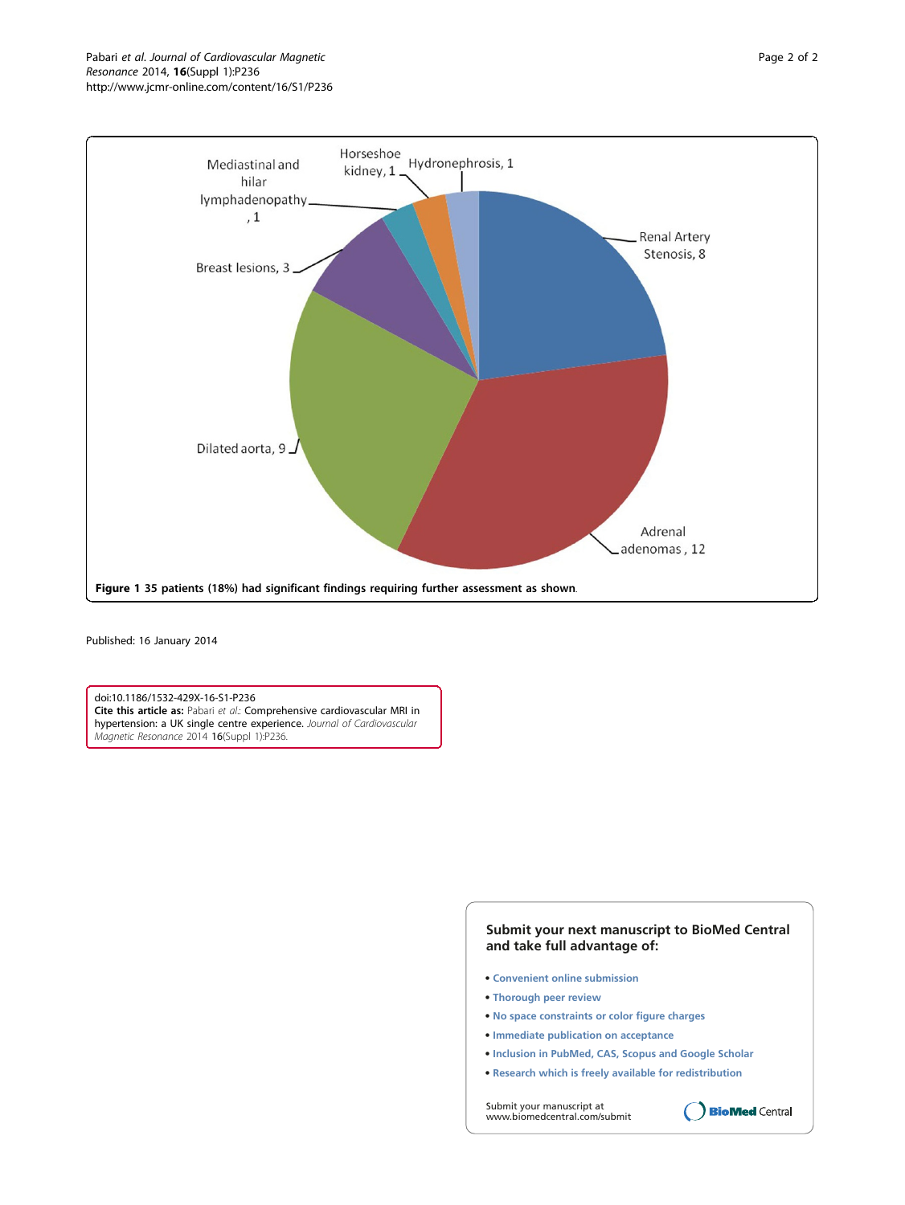Mediastinal and hilar lymphadenopathy, 1

Horseshoe kidney, 1

Hydronephrosis, 1

Renal Artery Stenosis, 8

Breast lesions, 3

Dilated aorta, 9

Adrenal adenomas , 12

**Figure 1 35 patients (18%) had significant findings requiring further assessment as shown**.

Published: 16 January 2014

doi:10.1186/1532-429X-16-S1-P236

**Cite this article as:** Pabari *et al.*: Comprehensive cardiovascular MRI in hypertension: a UK single centre experience. *Journal of Cardiovascular Magnetic Resonance* 2014 **16**(Suppl 1):P236.

**Submit your next manuscript to BioMed Central and take full advantage of:**

- **Convenient online submission**
- **Thorough peer review**
- **No space constraints or color figure charges**
- **Immediate publication on acceptance**
- **Inclusion in PubMed, CAS, Scopus and Google Scholar**
- **Research which is freely available for redistribution**

Submit your manuscript at www.biomedcentral.com/submit